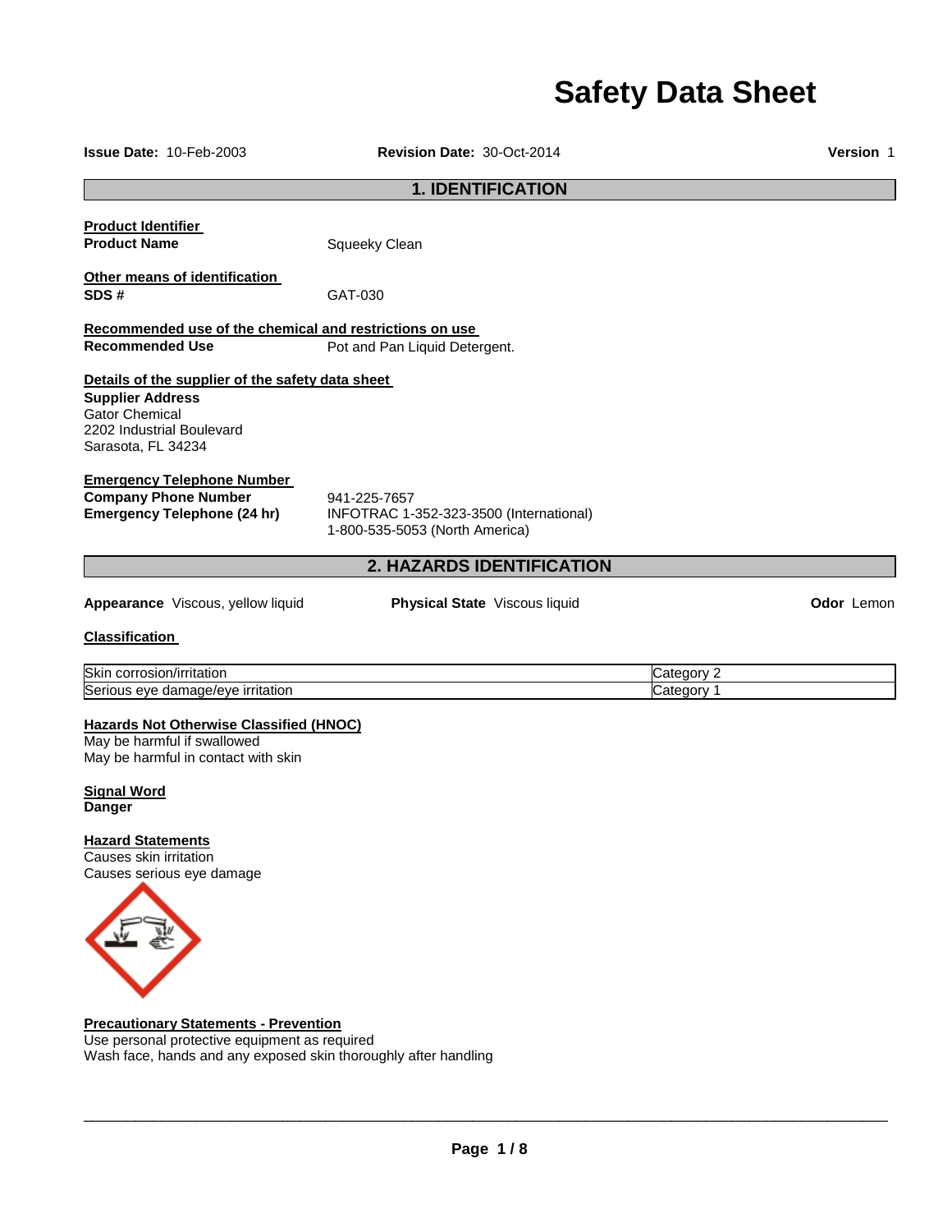# Safety Data Sheet

**Issue Date:** 10-Feb-2003 **Revision Date:** 30-Oct-2014 **Version** 1

## 1. IDENTIFICATION

**Product Identifier**

**Product Name** Squeeky Clean

**Other means of identification**

**SDS #** GAT-030

**Recommended use of the chemical and restrictions on use**

**Recommended Use** Pot and Pan Liquid Detergent.

**Details of the supplier of the safety data sheet**

**Supplier Address**
Gator Chemical
2202 Industrial Boulevard
Sarasota, FL 34234

**Emergency Telephone Number**

**Company Phone Number** 941-225-7657

**Emergency Telephone (24 hr)** INFOTRAC 1-352-323-3500 (International)
1-800-535-5053 (North America)

## 2. HAZARDS IDENTIFICATION

**Appearance** Viscous, yellow liquid **Physical State** Viscous liquid **Odor** Lemon

**Classification**

| Skin corrosion/irritation | Category 2 |
|---|---|
| Serious eye damage/eye irritation | Category 1 |

**Hazards Not Otherwise Classified (HNOC)**
May be harmful if swallowed
May be harmful in contact with skin

**Signal Word**
**Danger**

**Hazard Statements**
Causes skin irritation
Causes serious eye damage

**Precautionary Statements - Prevention**
Use personal protective equipment as required
Wash face, hands and any exposed skin thoroughly after handling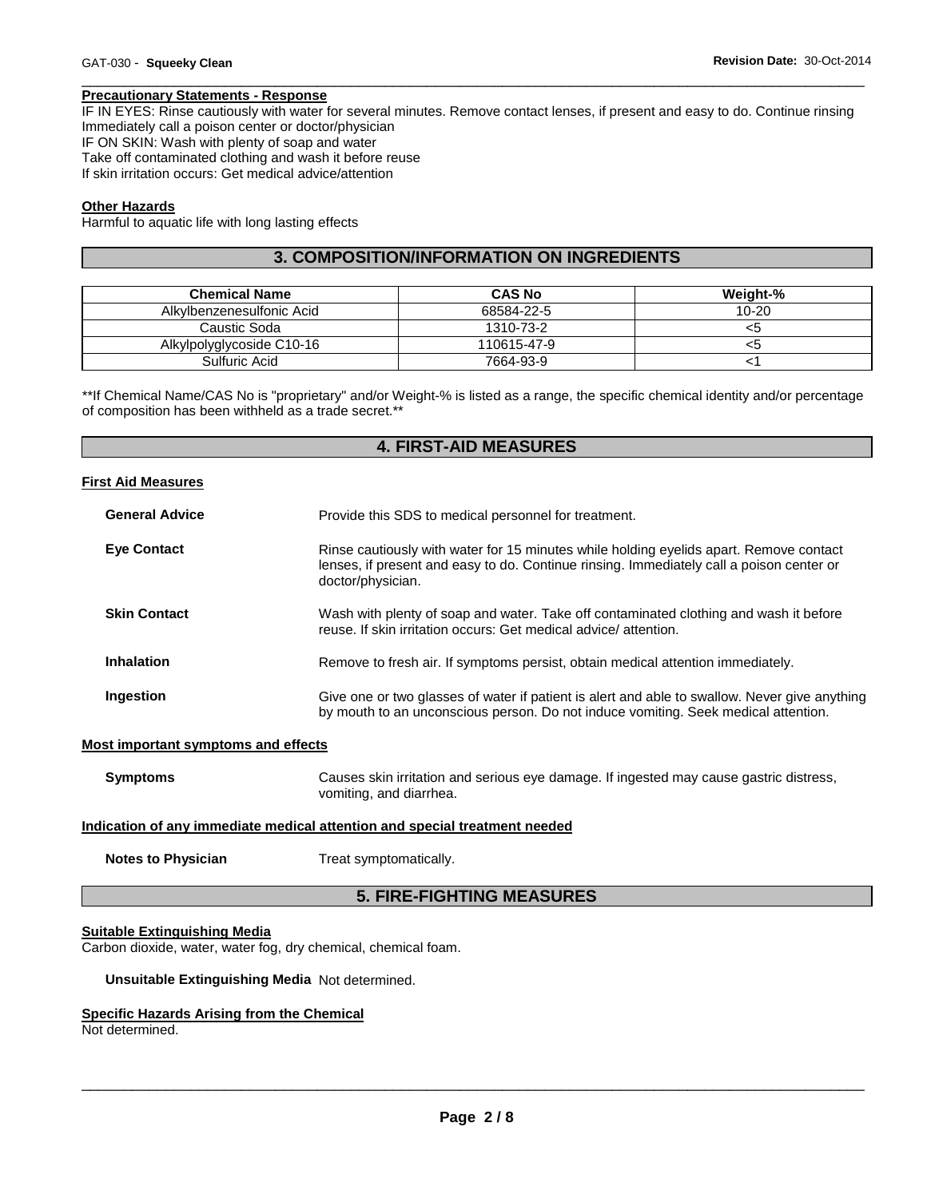#### Precautionary Statements - Response

IF IN EYES: Rinse cautiously with water for several minutes. Remove contact lenses, if present and easy to do. Continue rinsing
Immediately call a poison center or doctor/physician
IF ON SKIN: Wash with plenty of soap and water
Take off contaminated clothing and wash it before reuse
If skin irritation occurs: Get medical advice/attention

#### Other Hazards

Harmful to aquatic life with long lasting effects

## 3. COMPOSITION/INFORMATION ON INGREDIENTS

| Chemical Name | CAS No | Weight-% |
| --- | --- | --- |
| Alkylbenzenesulfonic Acid | 68584-22-5 | 10-20 |
| Caustic Soda | 1310-73-2 | <5 |
| Alkylpolyglycoside C10-16 | 110615-47-9 | <5 |
| Sulfuric Acid | 7664-93-9 | <1 |

**If Chemical Name/CAS No is "proprietary" and/or Weight-% is listed as a range, the specific chemical identity and/or percentage of composition has been withheld as a trade secret.**

## 4. FIRST-AID MEASURES

#### First Aid Measures

**General Advice** Provide this SDS to medical personnel for treatment.

**Eye Contact** Rinse cautiously with water for 15 minutes while holding eyelids apart. Remove contact lenses, if present and easy to do. Continue rinsing. Immediately call a poison center or doctor/physician.

**Skin Contact** Wash with plenty of soap and water. Take off contaminated clothing and wash it before reuse. If skin irritation occurs: Get medical advice/ attention.

**Inhalation** Remove to fresh air. If symptoms persist, obtain medical attention immediately.

**Ingestion** Give one or two glasses of water if patient is alert and able to swallow. Never give anything by mouth to an unconscious person. Do not induce vomiting. Seek medical attention.

#### Most important symptoms and effects

**Symptoms** Causes skin irritation and serious eye damage. If ingested may cause gastric distress, vomiting, and diarrhea.

#### Indication of any immediate medical attention and special treatment needed

**Notes to Physician** Treat symptomatically.

## 5. FIRE-FIGHTING MEASURES

#### Suitable Extinguishing Media

Carbon dioxide, water, water fog, dry chemical, chemical foam.

**Unsuitable Extinguishing Media** Not determined.

#### Specific Hazards Arising from the Chemical

Not determined.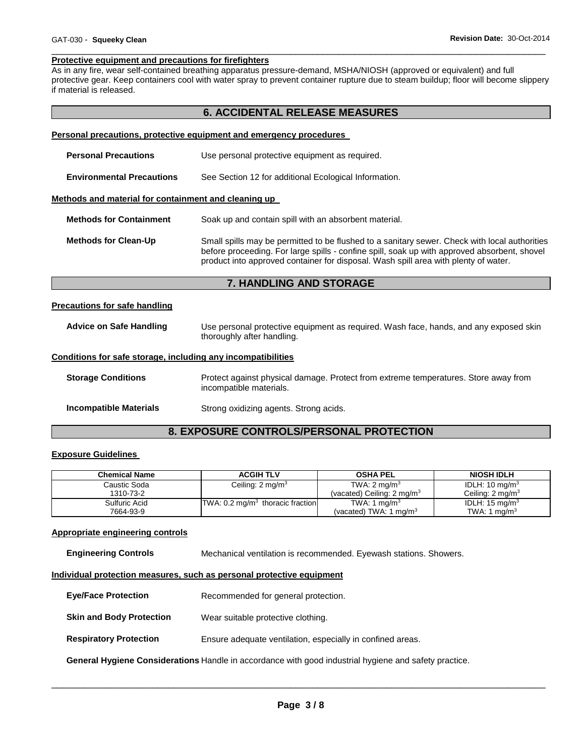**Protective equipment and precautions for firefighters**

As in any fire, wear self-contained breathing apparatus pressure-demand, MSHA/NIOSH (approved or equivalent) and full protective gear. Keep containers cool with water spray to prevent container rupture due to steam buildup; floor will become slippery if material is released.

## 6. ACCIDENTAL RELEASE MEASURES

**Personal precautions, protective equipment and emergency procedures**

**Personal Precautions** Use personal protective equipment as required.

**Environmental Precautions** See Section 12 for additional Ecological Information.

**Methods and material for containment and cleaning up**

**Methods for Containment** Soak up and contain spill with an absorbent material.

**Methods for Clean-Up** Small spills may be permitted to be flushed to a sanitary sewer. Check with local authorities before proceeding. For large spills - confine spill, soak up with approved absorbent, shovel product into approved container for disposal. Wash spill area with plenty of water.

## 7. HANDLING AND STORAGE

**Precautions for safe handling**

**Advice on Safe Handling** Use personal protective equipment as required. Wash face, hands, and any exposed skin thoroughly after handling.

**Conditions for safe storage, including any incompatibilities**

**Storage Conditions** Protect against physical damage. Protect from extreme temperatures. Store away from incompatible materials.

**Incompatible Materials** Strong oxidizing agents. Strong acids.

## 8. EXPOSURE CONTROLS/PERSONAL PROTECTION

**Exposure Guidelines**

| Chemical Name | ACGIH TLV | OSHA PEL | NIOSH IDLH |
|---|---|---|---|
| Caustic Soda<br>1310-73-2 | Ceiling: 2 mg/m$^3$ | TWA: 2 mg/m$^3$<br>(vacated) Ceiling: 2 mg/m$^3$ | IDLH: 10 mg/m$^3$<br>Ceiling: 2 mg/m$^3$ |
| Sulfuric Acid<br>7664-93-9 | TWA: 0.2 mg/m$^3$ thoracic fraction | TWA: 1 mg/m$^3$<br>(vacated) TWA: 1 mg/m$^3$ | IDLH: 15 mg/m$^3$<br>TWA: 1 mg/m$^3$ |

**Appropriate engineering controls**

**Engineering Controls** Mechanical ventilation is recommended. Eyewash stations. Showers.

**Individual protection measures, such as personal protective equipment**

**Eye/Face Protection** Recommended for general protection.

**Skin and Body Protection** Wear suitable protective clothing.

**Respiratory Protection** Ensure adequate ventilation, especially in confined areas.

**General Hygiene Considerations** Handle in accordance with good industrial hygiene and safety practice.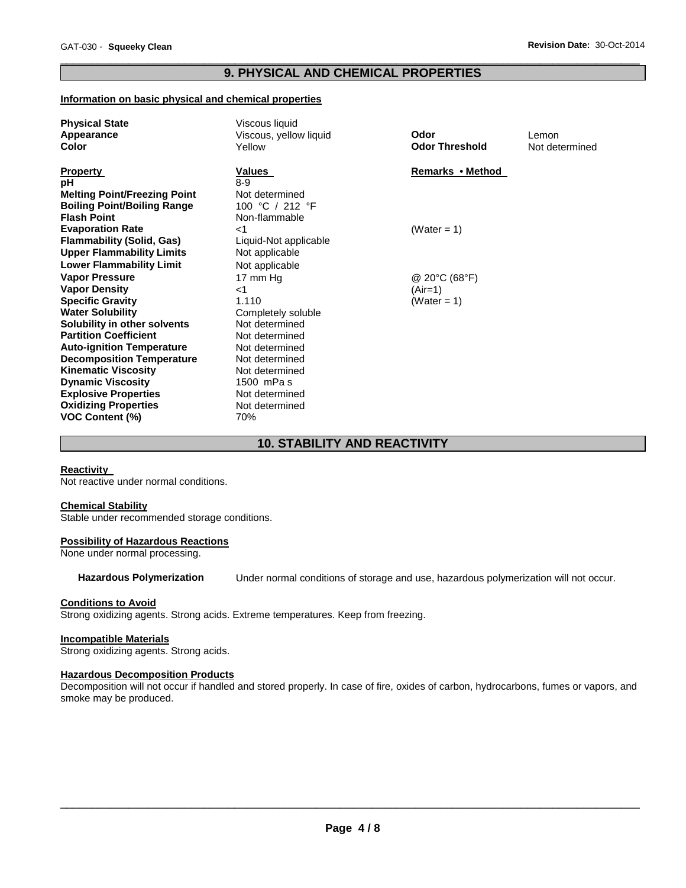## 9. PHYSICAL AND CHEMICAL PROPERTIES

**Information on basic physical and chemical properties**

| | | | |
|---|---|---|---|
| **Physical State** | Viscous liquid | | |
| **Appearance** | Viscous, yellow liquid | **Odor** | Lemon |
| **Color** | Yellow | **Odor Threshold** | Not determined |

| **Property** | **Values** | **Remarks • Method** |
|---|---|---|
| **pH** | 8-9 | |
| **Melting Point/Freezing Point** | Not determined | |
| **Boiling Point/Boiling Range** | 100 °C / 212 °F | |
| **Flash Point** | Non-flammable | |
| **Evaporation Rate** | <1 | (Water = 1) |
| **Flammability (Solid, Gas)** | Liquid-Not applicable | |
| **Upper Flammability Limits** | Not applicable | |
| **Lower Flammability Limit** | Not applicable | |
| **Vapor Pressure** | 17 mm Hg | @ 20°C (68°F) |
| **Vapor Density** | <1 | (Air=1) |
| **Specific Gravity** | 1.110 | (Water = 1) |
| **Water Solubility** | Completely soluble | |
| **Solubility in other solvents** | Not determined | |
| **Partition Coefficient** | Not determined | |
| **Auto-ignition Temperature** | Not determined | |
| **Decomposition Temperature** | Not determined | |
| **Kinematic Viscosity** | Not determined | |
| **Dynamic Viscosity** | 1500 mPa s | |
| **Explosive Properties** | Not determined | |
| **Oxidizing Properties** | Not determined | |
| **VOC Content (%)** | 70% | |

## 10. STABILITY AND REACTIVITY

**Reactivity**

Not reactive under normal conditions.

**Chemical Stability**

Stable under recommended storage conditions.

**Possibility of Hazardous Reactions**

None under normal processing.

**Hazardous Polymerization** Under normal conditions of storage and use, hazardous polymerization will not occur.

**Conditions to Avoid**

Strong oxidizing agents. Strong acids. Extreme temperatures. Keep from freezing.

**Incompatible Materials**

Strong oxidizing agents. Strong acids.

**Hazardous Decomposition Products**

Decomposition will not occur if handled and stored properly. In case of fire, oxides of carbon, hydrocarbons, fumes or vapors, and smoke may be produced.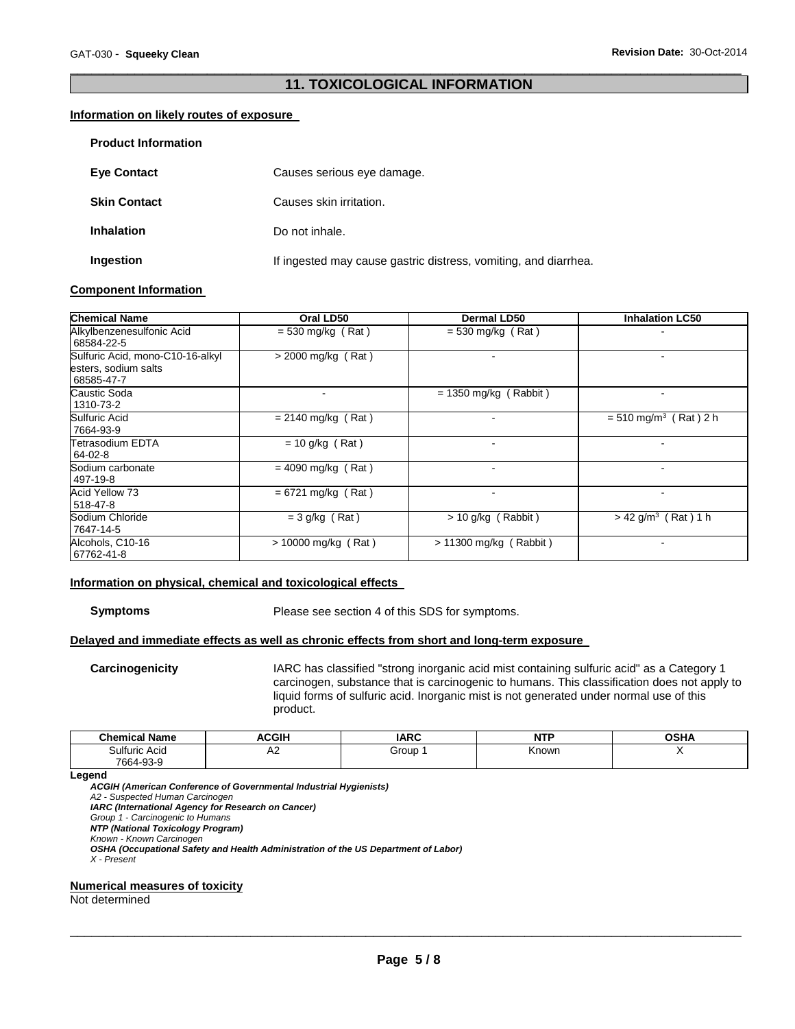## 11. TOXICOLOGICAL INFORMATION

### Information on likely routes of exposure

**Product Information**

**Eye Contact** Causes serious eye damage.

**Skin Contact** Causes skin irritation.

**Inhalation** Do not inhale.

**Ingestion** If ingested may cause gastric distress, vomiting, and diarrhea.

### Component Information

| Chemical Name | Oral LD50 | Dermal LD50 | Inhalation LC50 |
|---|---|---|---|
| Alkylbenzenesulfonic Acid 68584-22-5 | = 530 mg/kg ( Rat ) | = 530 mg/kg ( Rat ) | - |
| Sulfuric Acid, mono-C10-16-alkyl esters, sodium salts 68585-47-7 | > 2000 mg/kg ( Rat ) | - | - |
| Caustic Soda 1310-73-2 | - | = 1350 mg/kg ( Rabbit ) | - |
| Sulfuric Acid 7664-93-9 | = 2140 mg/kg ( Rat ) | - | = 510 mg/m$^3$ ( Rat ) 2 h |
| Tetrasodium EDTA 64-02-8 | = 10 g/kg ( Rat ) | - | - |
| Sodium carbonate 497-19-8 | = 4090 mg/kg ( Rat ) | - | - |
| Acid Yellow 73 518-47-8 | = 6721 mg/kg ( Rat ) | - | - |
| Sodium Chloride 7647-14-5 | = 3 g/kg ( Rat ) | > 10 g/kg ( Rabbit ) | > 42 g/m$^3$ ( Rat ) 1 h |
| Alcohols, C10-16 67762-41-8 | > 10000 mg/kg ( Rat ) | > 11300 mg/kg ( Rabbit ) | - |

### Information on physical, chemical and toxicological effects

**Symptoms** Please see section 4 of this SDS for symptoms.

### Delayed and immediate effects as well as chronic effects from short and long-term exposure

**Carcinogenicity** IARC has classified "strong inorganic acid mist containing sulfuric acid" as a Category 1 carcinogen, substance that is carcinogenic to humans. This classification does not apply to liquid forms of sulfuric acid. Inorganic mist is not generated under normal use of this product.

| Chemical Name | ACGIH | IARC | NTP | OSHA |
|---|---|---|---|---|
| Sulfuric Acid 7664-93-9 | A2 | Group 1 | Known | X |

**Legend**

***ACGIH (American Conference of Governmental Industrial Hygienists)***
*A2 - Suspected Human Carcinogen*
***IARC (International Agency for Research on Cancer)***
*Group 1 - Carcinogenic to Humans*
***NTP (National Toxicology Program)***
*Known - Known Carcinogen*
***OSHA (Occupational Safety and Health Administration of the US Department of Labor)***
*X - Present*

### Numerical measures of toxicity

Not determined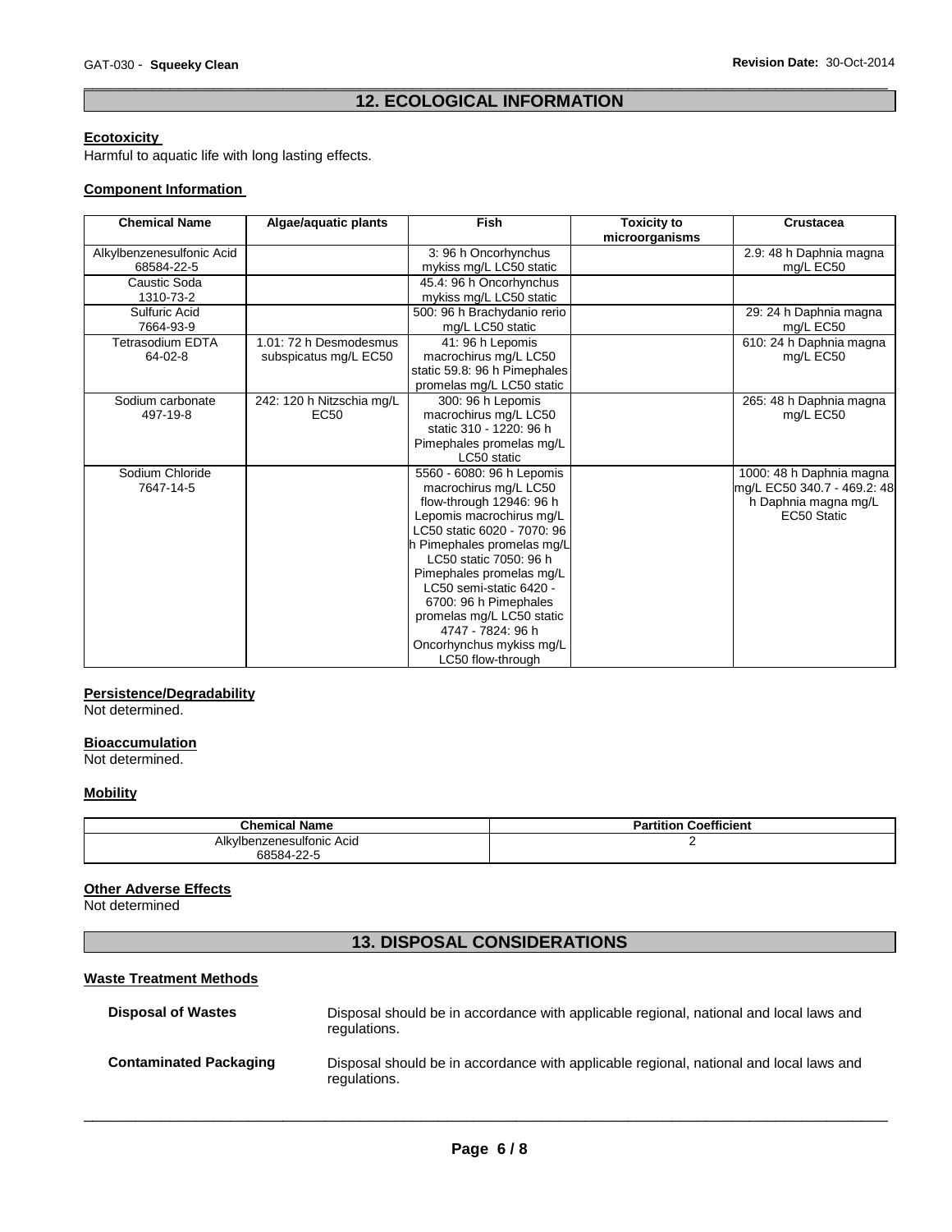## 12. ECOLOGICAL INFORMATION

### Ecotoxicity

Harmful to aquatic life with long lasting effects.

### Component Information

| Chemical Name | Algae/aquatic plants | Fish | Toxicity to microorganisms | Crustacea |
|---|---|---|---|---|
| Alkylbenzenesulfonic Acid 68584-22-5 | | 3: 96 h Oncorhynchus mykiss mg/L LC50 static | | 2.9: 48 h Daphnia magna mg/L EC50 |
| Caustic Soda 1310-73-2 | | 45.4: 96 h Oncorhynchus mykiss mg/L LC50 static | | |
| Sulfuric Acid 7664-93-9 | | 500: 96 h Brachydanio rerio mg/L LC50 static | | 29: 24 h Daphnia magna mg/L EC50 |
| Tetrasodium EDTA 64-02-8 | 1.01: 72 h Desmodesmus subspicatus mg/L EC50 | 41: 96 h Lepomis macrochirus mg/L LC50 static 59.8: 96 h Pimephales promelas mg/L LC50 static | | 610: 24 h Daphnia magna mg/L EC50 |
| Sodium carbonate 497-19-8 | 242: 120 h Nitzschia mg/L EC50 | 300: 96 h Lepomis macrochirus mg/L LC50 static 310 - 1220: 96 h Pimephales promelas mg/L LC50 static | | 265: 48 h Daphnia magna mg/L EC50 |
| Sodium Chloride 7647-14-5 | | 5560 - 6080: 96 h Lepomis macrochirus mg/L LC50 flow-through 12946: 96 h Lepomis macrochirus mg/L LC50 static 6020 - 7070: 96 h Pimephales promelas mg/L LC50 static 7050: 96 h Pimephales promelas mg/L LC50 semi-static 6420 - 6700: 96 h Pimephales promelas mg/L LC50 static 4747 - 7824: 96 h Oncorhynchus mykiss mg/L LC50 flow-through | | 1000: 48 h Daphnia magna mg/L EC50 340.7 - 469.2: 48 h Daphnia magna mg/L EC50 Static |

### Persistence/Degradability

Not determined.

### Bioaccumulation

Not determined.

### Mobility

| Chemical Name | Partition Coefficient |
|---|---|
| Alkylbenzenesulfonic Acid 68584-22-5 | 2 |

### Other Adverse Effects

Not determined

## 13. DISPOSAL CONSIDERATIONS

### Waste Treatment Methods

**Disposal of Wastes** Disposal should be in accordance with applicable regional, national and local laws and regulations.

**Contaminated Packaging** Disposal should be in accordance with applicable regional, national and local laws and regulations.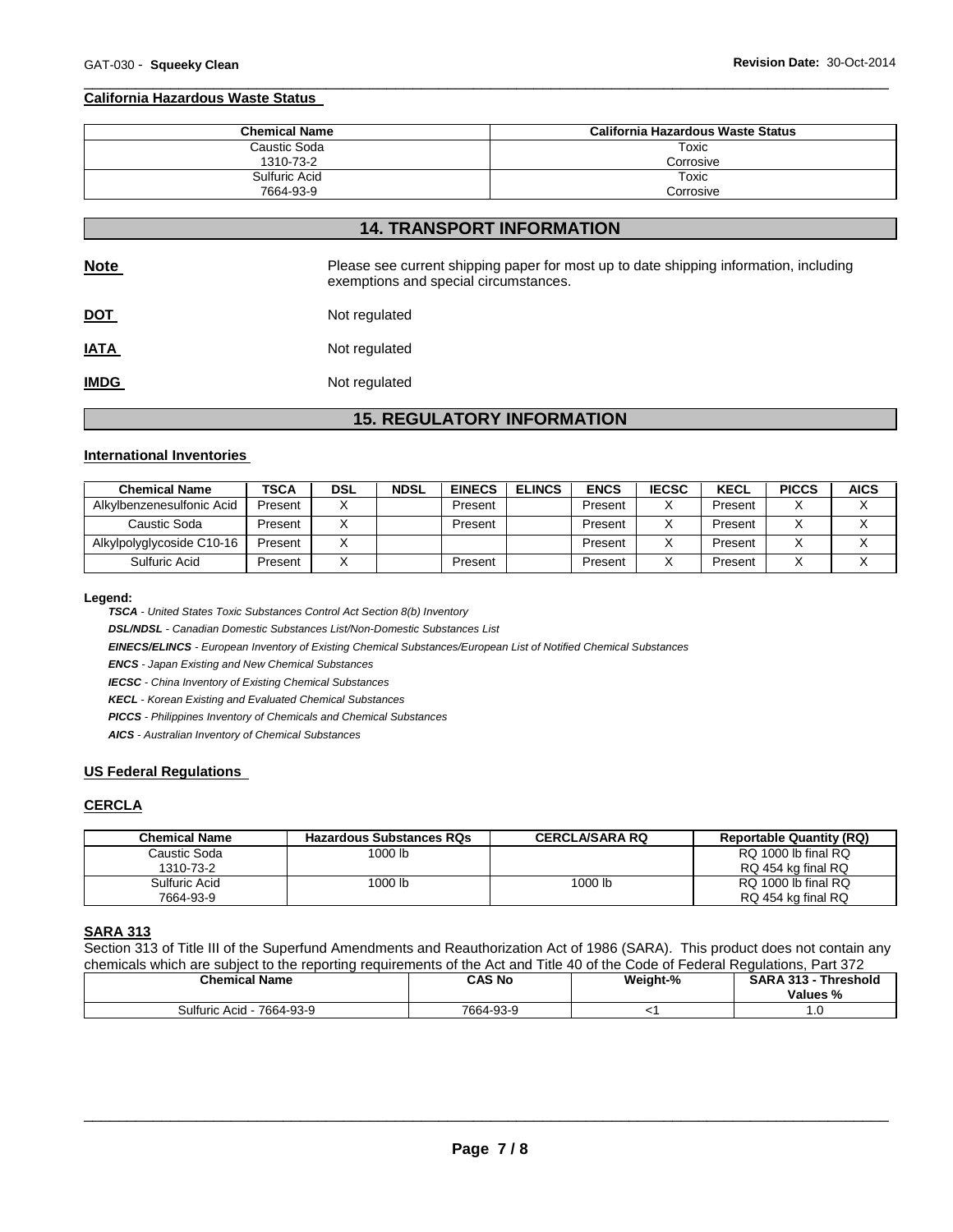## California Hazardous Waste Status

| Chemical Name | California Hazardous Waste Status |
|---|---|
| Caustic Soda<br>1310-73-2 | Toxic<br>Corrosive |
| Sulfuric Acid<br>7664-93-9 | Toxic<br>Corrosive |

# 14. TRANSPORT INFORMATION

**Note** Please see current shipping paper for most up to date shipping information, including exemptions and special circumstances.

**DOT** Not regulated

**IATA** Not regulated

**IMDG** Not regulated

# 15. REGULATORY INFORMATION

## International Inventories

| Chemical Name | TSCA | DSL | NDSL | EINECS | ELINCS | ENCS | IECSC | KECL | PICCS | AICS |
|---|---|---|---|---|---|---|---|---|---|---|
| Alkylbenzenesulfonic Acid | Present | X | | Present | | Present | X | Present | X | X |
| Caustic Soda | Present | X | | Present | | Present | X | Present | X | X |
| Alkylpolyglycoside C10-16 | Present | X | | | | Present | X | Present | X | X |
| Sulfuric Acid | Present | X | | Present | | Present | X | Present | X | X |

**Legend:**

***TSCA*** *- United States Toxic Substances Control Act Section 8(b) Inventory*

***DSL/NDSL*** *- Canadian Domestic Substances List/Non-Domestic Substances List*

***EINECS/ELINCS*** *- European Inventory of Existing Chemical Substances/European List of Notified Chemical Substances*

***ENCS*** *- Japan Existing and New Chemical Substances*

***IECSC*** *- China Inventory of Existing Chemical Substances*

***KECL*** *- Korean Existing and Evaluated Chemical Substances*

***PICCS*** *- Philippines Inventory of Chemicals and Chemical Substances*

***AICS*** *- Australian Inventory of Chemical Substances*

## US Federal Regulations

## CERCLA

| Chemical Name | Hazardous Substances RQs | CERCLA/SARA RQ | Reportable Quantity (RQ) |
|---|---|---|---|
| Caustic Soda<br>1310-73-2 | 1000 lb | | RQ 1000 lb final RQ<br>RQ 454 kg final RQ |
| Sulfuric Acid<br>7664-93-9 | 1000 lb | 1000 lb | RQ 1000 lb final RQ<br>RQ 454 kg final RQ |

## SARA 313

Section 313 of Title III of the Superfund Amendments and Reauthorization Act of 1986 (SARA). This product does not contain any chemicals which are subject to the reporting requirements of the Act and Title 40 of the Code of Federal Regulations, Part 372

| Chemical Name | CAS No | Weight-% | SARA 313 - Threshold Values % |
|---|---|---|---|
| Sulfuric Acid - 7664-93-9 | 7664-93-9 | <1 | 1.0 |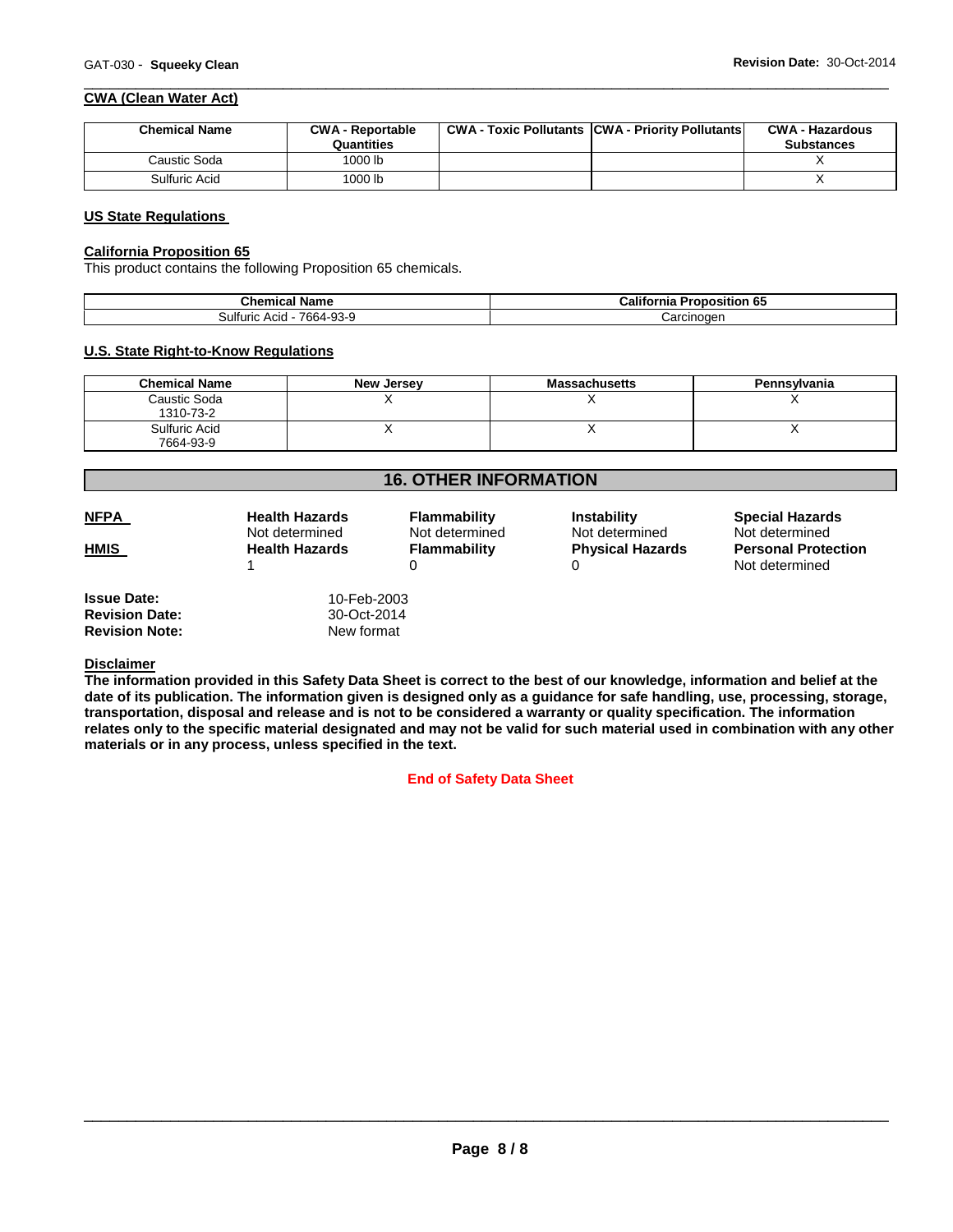### CWA (Clean Water Act)

| Chemical Name | CWA - Reportable Quantities | CWA - Toxic Pollutants | CWA - Priority Pollutants | CWA - Hazardous Substances |
|---|---|---|---|---|
| Caustic Soda | 1000 lb | | | X |
| Sulfuric Acid | 1000 lb | | | X |

### US State Regulations

### California Proposition 65

This product contains the following Proposition 65 chemicals.

| Chemical Name | California Proposition 65 |
|---|---|
| Sulfuric Acid - 7664-93-9 | Carcinogen |

### U.S. State Right-to-Know Regulations

| Chemical Name | New Jersey | Massachusetts | Pennsylvania |
|---|---|---|---|
| Caustic Soda 1310-73-2 | X | X | X |
| Sulfuric Acid 7664-93-9 | X | X | X |

## 16. OTHER INFORMATION

| | | | | |
|---|---|---|---|---|
| **NFPA** | **Health Hazards** Not determined | **Flammability** Not determined | **Instability** Not determined | **Special Hazards** Not determined |
| **HMIS** | **Health Hazards** 1 | **Flammability** 0 | **Physical Hazards** 0 | **Personal Protection** Not determined |

**Issue Date:** 10-Feb-2003
**Revision Date:** 30-Oct-2014
**Revision Note:** New format

### Disclaimer

**The information provided in this Safety Data Sheet is correct to the best of our knowledge, information and belief at the date of its publication. The information given is designed only as a guidance for safe handling, use, processing, storage, transportation, disposal and release and is not to be considered a warranty or quality specification. The information relates only to the specific material designated and may not be valid for such material used in combination with any other materials or in any process, unless specified in the text.**

**End of Safety Data Sheet**